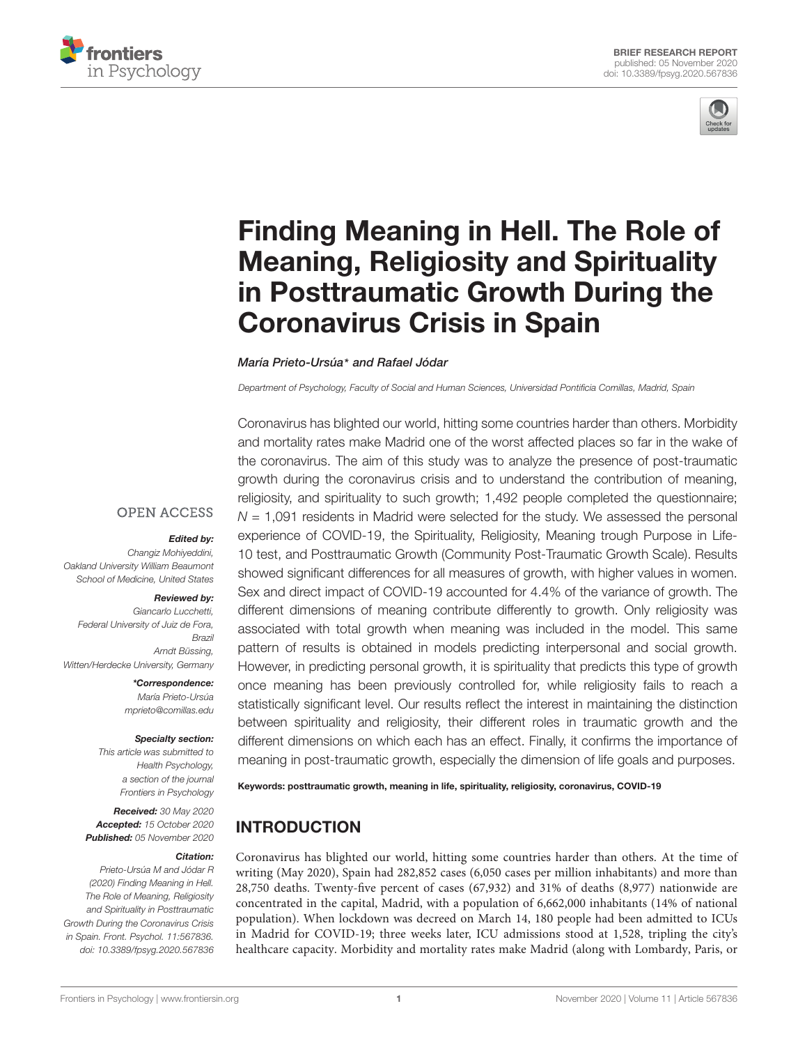BRIEF RESEARCH REPORT
published: 05 November 2020
doi: 10.3389/fpsyg.2020.567836

# Finding Meaning in Hell. The Role of Meaning, Religiosity and Spirituality in Posttraumatic Growth During the Coronavirus Crisis in Spain

*María Prieto-Ursúa\* and Rafael Jódar*

*Department of Psychology, Faculty of Social and Human Sciences, Universidad Pontificia Comillas, Madrid, Spain*

Coronavirus has blighted our world, hitting some countries harder than others. Morbidity and mortality rates make Madrid one of the worst affected places so far in the wake of the coronavirus. The aim of this study was to analyze the presence of post-traumatic growth during the coronavirus crisis and to understand the contribution of meaning, religiosity, and spirituality to such growth; 1,492 people completed the questionnaire; $N = 1,091$ residents in Madrid were selected for the study. We assessed the personal experience of COVID-19, the Spirituality, Religiosity, Meaning trough Purpose in Life-10 test, and Posttraumatic Growth (Community Post-Traumatic Growth Scale). Results showed significant differences for all measures of growth, with higher values in women. Sex and direct impact of COVID-19 accounted for 4.4% of the variance of growth. The different dimensions of meaning contribute differently to growth. Only religiosity was associated with total growth when meaning was included in the model. This same pattern of results is obtained in models predicting interpersonal and social growth. However, in predicting personal growth, it is spirituality that predicts this type of growth once meaning has been previously controlled for, while religiosity fails to reach a statistically significant level. Our results reflect the interest in maintaining the distinction between spirituality and religiosity, their different roles in traumatic growth and the different dimensions on which each has an effect. Finally, it confirms the importance of meaning in post-traumatic growth, especially the dimension of life goals and purposes.

**Keywords: posttraumatic growth, meaning in life, spirituality, religiosity, coronavirus, COVID-19**

OPEN ACCESS

***Edited by:***
*Changiz Mohiyeddini, Oakland University William Beaumont School of Medicine, United States*

***Reviewed by:***
*Giancarlo Lucchetti, Federal University of Juiz de Fora, Brazil*
*Arndt Büssing, Witten/Herdecke University, Germany*

***\*Correspondence:***
*María Prieto-Ursúa*
*mprieto@comillas.edu*

***Specialty section:***
*This article was submitted to Health Psychology, a section of the journal Frontiers in Psychology*

***Received:*** *30 May 2020*
***Accepted:*** *15 October 2020*
***Published:*** *05 November 2020*

***Citation:***
*Prieto-Ursúa M and Jódar R (2020) Finding Meaning in Hell. The Role of Meaning, Religiosity and Spirituality in Posttraumatic Growth During the Coronavirus Crisis in Spain. Front. Psychol. 11:567836. doi: 10.3389/fpsyg.2020.567836*

## INTRODUCTION

Coronavirus has blighted our world, hitting some countries harder than others. At the time of writing (May 2020), Spain had 282,852 cases (6,050 cases per million inhabitants) and more than 28,750 deaths. Twenty-five percent of cases (67,932) and 31% of deaths (8,977) nationwide are concentrated in the capital, Madrid, with a population of 6,662,000 inhabitants (14% of national population). When lockdown was decreed on March 14, 180 people had been admitted to ICUs in Madrid for COVID-19; three weeks later, ICU admissions stood at 1,528, tripling the city's healthcare capacity. Morbidity and mortality rates make Madrid (along with Lombardy, Paris, or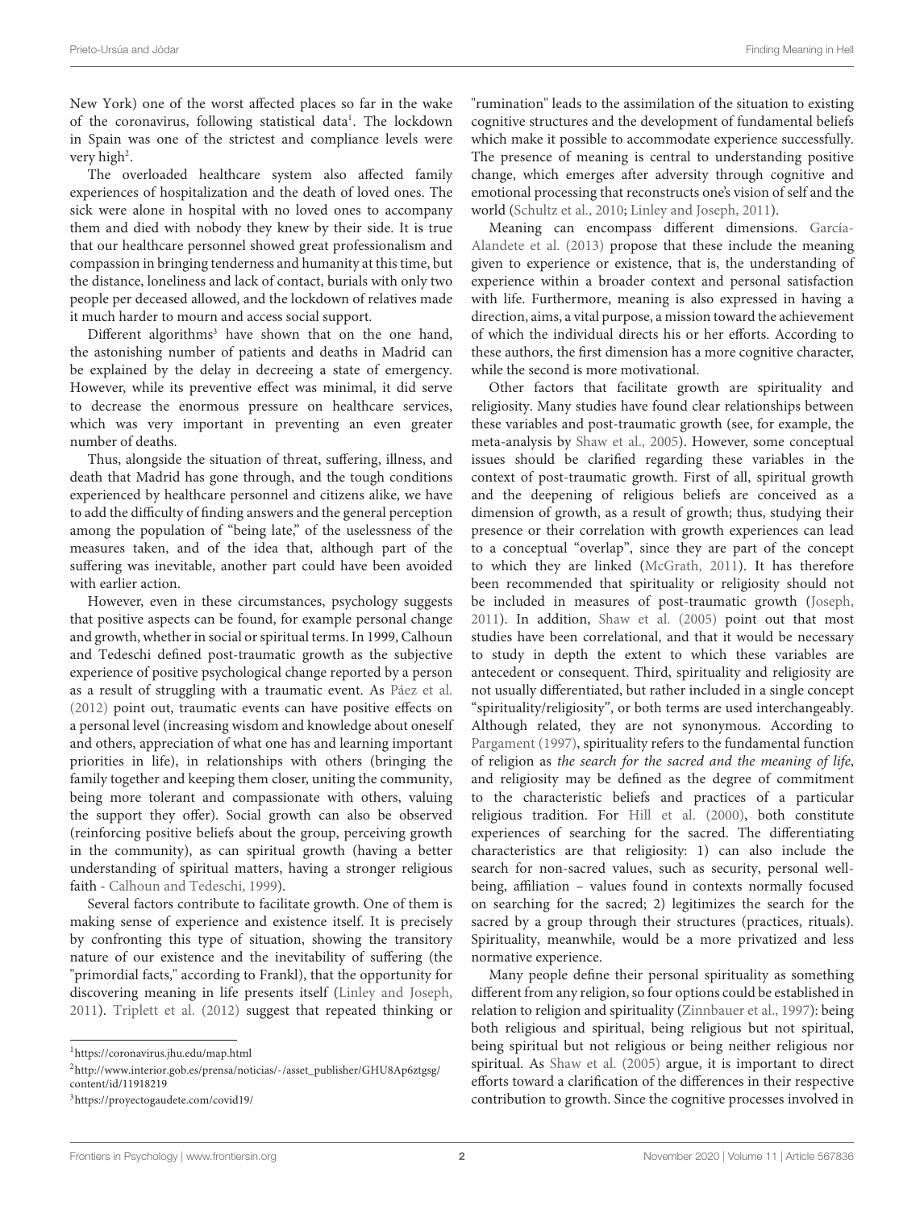New York) one of the worst affected places so far in the wake of the coronavirus, following statistical data[1]. The lockdown in Spain was one of the strictest and compliance levels were very high[2].

The overloaded healthcare system also affected family experiences of hospitalization and the death of loved ones. The sick were alone in hospital with no loved ones to accompany them and died with nobody they knew by their side. It is true that our healthcare personnel showed great professionalism and compassion in bringing tenderness and humanity at this time, but the distance, loneliness and lack of contact, burials with only two people per deceased allowed, and the lockdown of relatives made it much harder to mourn and access social support.

Different algorithms[3] have shown that on the one hand, the astonishing number of patients and deaths in Madrid can be explained by the delay in decreeing a state of emergency. However, while its preventive effect was minimal, it did serve to decrease the enormous pressure on healthcare services, which was very important in preventing an even greater number of deaths.

Thus, alongside the situation of threat, suffering, illness, and death that Madrid has gone through, and the tough conditions experienced by healthcare personnel and citizens alike, we have to add the difficulty of finding answers and the general perception among the population of "being late," of the uselessness of the measures taken, and of the idea that, although part of the suffering was inevitable, another part could have been avoided with earlier action.

However, even in these circumstances, psychology suggests that positive aspects can be found, for example personal change and growth, whether in social or spiritual terms. In 1999, Calhoun and Tedeschi defined post-traumatic growth as the subjective experience of positive psychological change reported by a person as a result of struggling with a traumatic event. As Páez et al. (2012) point out, traumatic events can have positive effects on a personal level (increasing wisdom and knowledge about oneself and others, appreciation of what one has and learning important priorities in life), in relationships with others (bringing the family together and keeping them closer, uniting the community, being more tolerant and compassionate with others, valuing the support they offer). Social growth can also be observed (reinforcing positive beliefs about the group, perceiving growth in the community), as can spiritual growth (having a better understanding of spiritual matters, having a stronger religious faith - Calhoun and Tedeschi, 1999).

Several factors contribute to facilitate growth. One of them is making sense of experience and existence itself. It is precisely by confronting this type of situation, showing the transitory nature of our existence and the inevitability of suffering (the "primordial facts," according to Frankl), that the opportunity for discovering meaning in life presents itself (Linley and Joseph, 2011). Triplett et al. (2012) suggest that repeated thinking or "rumination" leads to the assimilation of the situation to existing cognitive structures and the development of fundamental beliefs which make it possible to accommodate experience successfully. The presence of meaning is central to understanding positive change, which emerges after adversity through cognitive and emotional processing that reconstructs one's vision of self and the world (Schultz et al., 2010; Linley and Joseph, 2011).

Meaning can encompass different dimensions. García-Alandete et al. (2013) propose that these include the meaning given to experience or existence, that is, the understanding of experience within a broader context and personal satisfaction with life. Furthermore, meaning is also expressed in having a direction, aims, a vital purpose, a mission toward the achievement of which the individual directs his or her efforts. According to these authors, the first dimension has a more cognitive character, while the second is more motivational.

Other factors that facilitate growth are spirituality and religiosity. Many studies have found clear relationships between these variables and post-traumatic growth (see, for example, the meta-analysis by Shaw et al., 2005). However, some conceptual issues should be clarified regarding these variables in the context of post-traumatic growth. First of all, spiritual growth and the deepening of religious beliefs are conceived as a dimension of growth, as a result of growth; thus, studying their presence or their correlation with growth experiences can lead to a conceptual "overlap", since they are part of the concept to which they are linked (McGrath, 2011). It has therefore been recommended that spirituality or religiosity should not be included in measures of post-traumatic growth (Joseph, 2011). In addition, Shaw et al. (2005) point out that most studies have been correlational, and that it would be necessary to study in depth the extent to which these variables are antecedent or consequent. Third, spirituality and religiosity are not usually differentiated, but rather included in a single concept "spirituality/religiosity", or both terms are used interchangeably. Although related, they are not synonymous. According to Pargament (1997), spirituality refers to the fundamental function of religion as *the search for the sacred and the meaning of life*, and religiosity may be defined as the degree of commitment to the characteristic beliefs and practices of a particular religious tradition. For Hill et al. (2000), both constitute experiences of searching for the sacred. The differentiating characteristics are that religiosity: 1) can also include the search for non-sacred values, such as security, personal well-being, affiliation – values found in contexts normally focused on searching for the sacred; 2) legitimizes the search for the sacred by a group through their structures (practices, rituals). Spirituality, meanwhile, would be a more privatized and less normative experience.

Many people define their personal spirituality as something different from any religion, so four options could be established in relation to religion and spirituality (Zinnbauer et al., 1997): being both religious and spiritual, being religious but not spiritual, being spiritual but not religious or being neither religious nor spiritual. As Shaw et al. (2005) argue, it is important to direct efforts toward a clarification of the differences in their respective contribution to growth. Since the cognitive processes involved in

[1] https://coronavirus.jhu.edu/map.html

[2] http://www.interior.gob.es/prensa/noticias/-/asset_publisher/GHU8Ap6ztgsg/content/id/11918219

[3] https://proyectogaudete.com/covid19/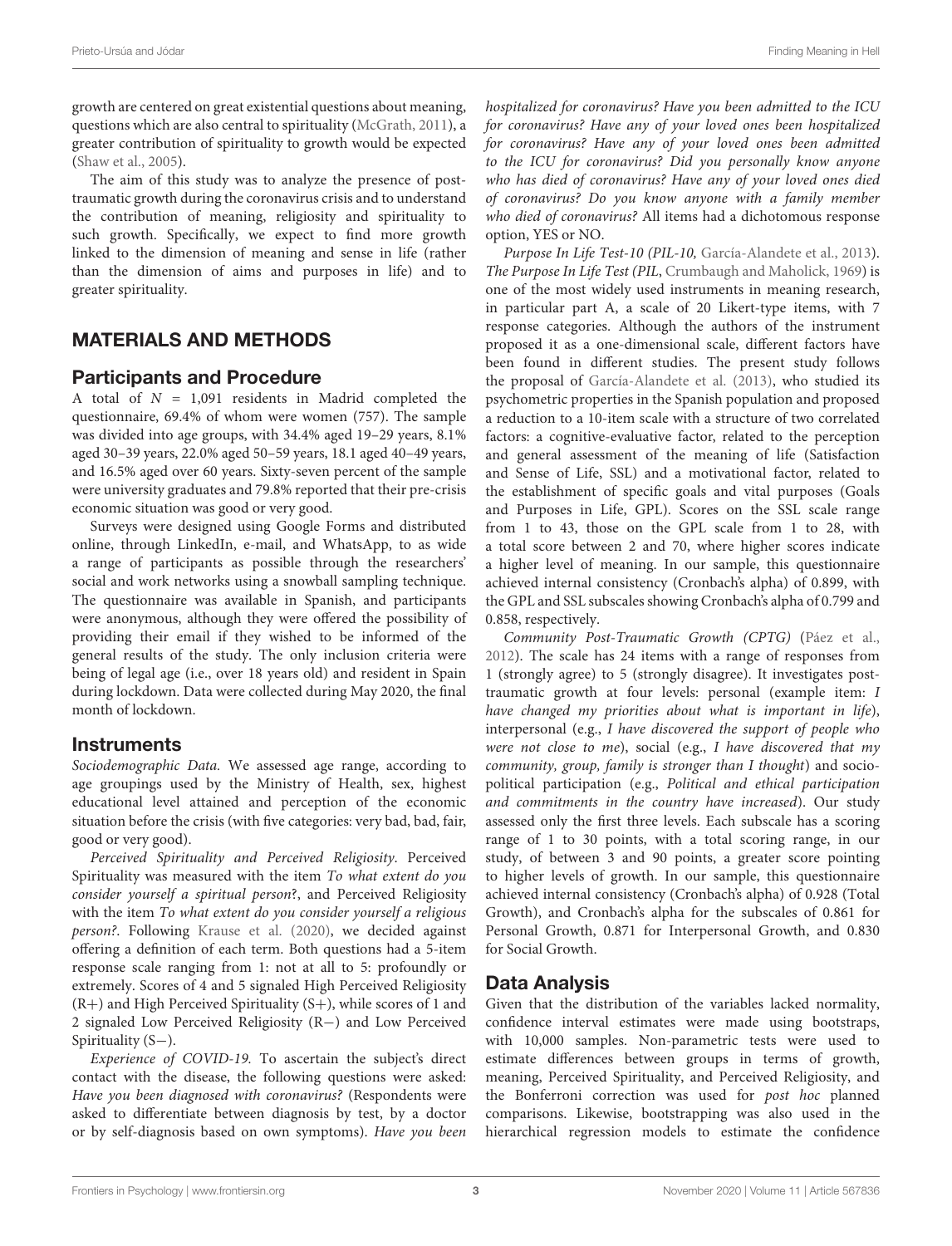growth are centered on great existential questions about meaning, questions which are also central to spirituality (McGrath, 2011), a greater contribution of spirituality to growth would be expected (Shaw et al., 2005).

The aim of this study was to analyze the presence of post-traumatic growth during the coronavirus crisis and to understand the contribution of meaning, religiosity and spirituality to such growth. Specifically, we expect to find more growth linked to the dimension of meaning and sense in life (rather than the dimension of aims and purposes in life) and to greater spirituality.

## MATERIALS AND METHODS

### Participants and Procedure

A total of $N$ = 1,091 residents in Madrid completed the questionnaire, 69.4% of whom were women (757). The sample was divided into age groups, with 34.4% aged 19–29 years, 8.1% aged 30–39 years, 22.0% aged 50–59 years, 18.1 aged 40–49 years, and 16.5% aged over 60 years. Sixty-seven percent of the sample were university graduates and 79.8% reported that their pre-crisis economic situation was good or very good.

Surveys were designed using Google Forms and distributed online, through LinkedIn, e-mail, and WhatsApp, to as wide a range of participants as possible through the researchers' social and work networks using a snowball sampling technique. The questionnaire was available in Spanish, and participants were anonymous, although they were offered the possibility of providing their email if they wished to be informed of the general results of the study. The only inclusion criteria were being of legal age (i.e., over 18 years old) and resident in Spain during lockdown. Data were collected during May 2020, the final month of lockdown.

### Instruments

*Sociodemographic Data.* We assessed age range, according to age groupings used by the Ministry of Health, sex, highest educational level attained and perception of the economic situation before the crisis (with five categories: very bad, bad, fair, good or very good).

*Perceived Spirituality and Perceived Religiosity*. Perceived Spirituality was measured with the item *To what extent do you consider yourself a spiritual person*?, and Perceived Religiosity with the item *To what extent do you consider yourself a religious person?*. Following Krause et al. (2020), we decided against offering a definition of each term. Both questions had a 5-item response scale ranging from 1: not at all to 5: profoundly or extremely. Scores of 4 and 5 signaled High Perceived Religiosity (R+) and High Perceived Spirituality (S+), while scores of 1 and 2 signaled Low Perceived Religiosity (R−) and Low Perceived Spirituality (S−).

*Experience of COVID-19.* To ascertain the subject's direct contact with the disease, the following questions were asked: *Have you been diagnosed with coronavirus?* (Respondents were asked to differentiate between diagnosis by test, by a doctor or by self-diagnosis based on own symptoms). *Have you been hospitalized for coronavirus? Have you been admitted to the ICU for coronavirus? Have any of your loved ones been hospitalized for coronavirus? Have any of your loved ones been admitted to the ICU for coronavirus? Did you personally know anyone who has died of coronavirus? Have any of your loved ones died of coronavirus? Do you know anyone with a family member who died of coronavirus?* All items had a dichotomous response option, YES or NO.

*Purpose In Life Test-10 (PIL-10,* García-Alandete et al., 2013). *The Purpose In Life Test (PIL*, Crumbaugh and Maholick, 1969) is one of the most widely used instruments in meaning research, in particular part A, a scale of 20 Likert-type items, with 7 response categories. Although the authors of the instrument proposed it as a one-dimensional scale, different factors have been found in different studies. The present study follows the proposal of García-Alandete et al. (2013), who studied its psychometric properties in the Spanish population and proposed a reduction to a 10-item scale with a structure of two correlated factors: a cognitive-evaluative factor, related to the perception and general assessment of the meaning of life (Satisfaction and Sense of Life, SSL) and a motivational factor, related to the establishment of specific goals and vital purposes (Goals and Purposes in Life, GPL). Scores on the SSL scale range from 1 to 43, those on the GPL scale from 1 to 28, with a total score between 2 and 70, where higher scores indicate a higher level of meaning. In our sample, this questionnaire achieved internal consistency (Cronbach's alpha) of 0.899, with the GPL and SSL subscales showing Cronbach's alpha of 0.799 and 0.858, respectively.

*Community Post-Traumatic Growth (CPTG)* (Páez et al., 2012). The scale has 24 items with a range of responses from 1 (strongly agree) to 5 (strongly disagree). It investigates post-traumatic growth at four levels: personal (example item: *I have changed my priorities about what is important in life*), interpersonal (e.g., *I have discovered the support of people who were not close to me*), social (e.g., *I have discovered that my community, group, family is stronger than I thought*) and socio-political participation (e.g., *Political and ethical participation and commitments in the country have increased*). Our study assessed only the first three levels. Each subscale has a scoring range of 1 to 30 points, with a total scoring range, in our study, of between 3 and 90 points, a greater score pointing to higher levels of growth. In our sample, this questionnaire achieved internal consistency (Cronbach's alpha) of 0.928 (Total Growth), and Cronbach's alpha for the subscales of 0.861 for Personal Growth, 0.871 for Interpersonal Growth, and 0.830 for Social Growth.

### Data Analysis

Given that the distribution of the variables lacked normality, confidence interval estimates were made using bootstraps, with 10,000 samples. Non-parametric tests were used to estimate differences between groups in terms of growth, meaning, Perceived Spirituality, and Perceived Religiosity, and the Bonferroni correction was used for *post hoc* planned comparisons. Likewise, bootstrapping was also used in the hierarchical regression models to estimate the confidence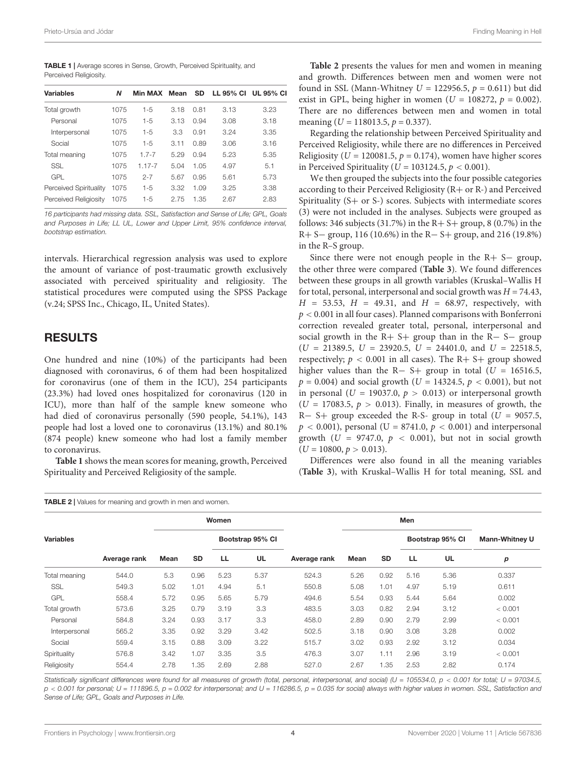**TABLE 1 |** Average scores in Sense, Growth, Perceived Spirituality, and Perceived Religiosity.

| Variables | N | Min MAX | Mean | SD | LL 95% CI | UL 95% CI |
|---|---|---|---|---|---|---|
| Total growth | 1075 | 1-5 | 3.18 | 0.81 | 3.13 | 3.23 |
| Personal | 1075 | 1-5 | 3.13 | 0.94 | 3.08 | 3.18 |
| Interpersonal | 1075 | 1-5 | 3.3 | 0.91 | 3.24 | 3.35 |
| Social | 1075 | 1-5 | 3.11 | 0.89 | 3.06 | 3.16 |
| Total meaning | 1075 | 1.7-7 | 5.29 | 0.94 | 5.23 | 5.35 |
| SSL | 1075 | 1.17-7 | 5.04 | 1.05 | 4.97 | 5.1 |
| GPL | 1075 | 2-7 | 5.67 | 0.95 | 5.61 | 5.73 |
| Perceived Spirituality | 1075 | 1-5 | 3.32 | 1.09 | 3.25 | 3.38 |
| Perceived Religiosity | 1075 | 1-5 | 2.75 | 1.35 | 2.67 | 2.83 |

*16 participants had missing data. SSL, Satisfaction and Sense of Life; GPL, Goals and Purposes in Life; LL UL, Lower and Upper Limit, 95% confidence interval, bootstrap estimation.*

intervals. Hierarchical regression analysis was used to explore the amount of variance of post-traumatic growth exclusively associated with perceived spirituality and religiosity. The statistical procedures were computed using the SPSS Package (v.24; SPSS Inc., Chicago, IL, United States).

## RESULTS

One hundred and nine (10%) of the participants had been diagnosed with coronavirus, 6 of them had been hospitalized for coronavirus (one of them in the ICU), 254 participants (23.3%) had loved ones hospitalized for coronavirus (120 in ICU), more than half of the sample knew someone who had died of coronavirus personally (590 people, 54.1%), 143 people had lost a loved one to coronavirus (13.1%) and 80.1% (874 people) knew someone who had lost a family member to coronavirus.

**Table 1** shows the mean scores for meaning, growth, Perceived Spirituality and Perceived Religiosity of the sample.

**Table 2** presents the values for men and women in meaning and growth. Differences between men and women were not found in SSL (Mann-Whitney $U = 122956.5$, $p = 0.611$) but did exist in GPL, being higher in women ($U = 108272$, $p = 0.002$). There are no differences between men and women in total meaning ($U = 118013.5$, $p = 0.337$).

Regarding the relationship between Perceived Spirituality and Perceived Religiosity, while there are no differences in Perceived Religiosity ($U = 120081.5$, $p = 0.174$), women have higher scores in Perceived Spirituality ($U = 103124.5$, $p < 0.001$).

We then grouped the subjects into the four possible categories according to their Perceived Religiosity (R+ or R-) and Perceived Spirituality (S+ or S-) scores. Subjects with intermediate scores (3) were not included in the analyses. Subjects were grouped as follows: 346 subjects (31.7%) in the R+ S+ group, 8 (0.7%) in the R+ S− group, 116 (10.6%) in the R− S+ group, and 216 (19.8%) in the R–S group.

Since there were not enough people in the R+ S− group, the other three were compared (**Table 3**). We found differences between these groups in all growth variables (Kruskal–Wallis H for total, personal, interpersonal and social growth was $H = 74.43$, $H = 53.53$, $H = 49.31$, and $H = 68.97$, respectively, with $p < 0.001$ in all four cases). Planned comparisons with Bonferroni correction revealed greater total, personal, interpersonal and social growth in the R+ S+ group than in the R− S− group ($U = 21389.5$, $U = 23920.5$, $U = 24401.0$, and $U = 22518.5$, respectively; $p < 0.001$ in all cases). The R+ S+ group showed higher values than the R− S+ group in total ($U = 16516.5$, $p = 0.004$) and social growth ($U = 14324.5$, $p < 0.001$), but not in personal ($U = 19037.0$, $p > 0.013$) or interpersonal growth ($U = 17083.5$, $p > 0.013$). Finally, in measures of growth, the R− S+ group exceeded the R-S- group in total ($U = 9057.5$, $p < 0.001$), personal ($U = 8741.0$, $p < 0.001$) and interpersonal growth ($U = 9747.0$, $p < 0.001$), but not in social growth ($U = 10800$, $p > 0.013$).

Differences were also found in all the meaning variables (**Table 3**), with Kruskal–Wallis H for total meaning, SSL and

**TABLE 2 |** Values for meaning and growth in men and women.

| Variables | Women | | | | | Men | | | | | Mann-Whitney U |
|---|---|---|---|---|---|---|---|---|---|---|---|
| | | | | Bootstrap 95% CI | | | | | Bootstrap 95% CI | | |
| | Average rank | Mean | SD | LL | UL | Average rank | Mean | SD | LL | UL | p |
| Total meaning | 544.0 | 5.3 | 0.96 | 5.23 | 5.37 | 524.3 | 5.26 | 0.92 | 5.16 | 5.36 | 0.337 |
| SSL | 549.3 | 5.02 | 1.01 | 4.94 | 5.1 | 550.8 | 5.08 | 1.01 | 4.97 | 5.19 | 0.611 |
| GPL | 558.4 | 5.72 | 0.95 | 5.65 | 5.79 | 494.6 | 5.54 | 0.93 | 5.44 | 5.64 | 0.002 |
| Total growth | 573.6 | 3.25 | 0.79 | 3.19 | 3.3 | 483.5 | 3.03 | 0.82 | 2.94 | 3.12 | < 0.001 |
| Personal | 584.8 | 3.24 | 0.93 | 3.17 | 3.3 | 458.0 | 2.89 | 0.90 | 2.79 | 2.99 | < 0.001 |
| Interpersonal | 565.2 | 3.35 | 0.92 | 3.29 | 3.42 | 502.5 | 3.18 | 0.90 | 3.08 | 3.28 | 0.002 |
| Social | 559.4 | 3.15 | 0.88 | 3.09 | 3.22 | 515.7 | 3.02 | 0.93 | 2.92 | 3.12 | 0.034 |
| Spirituality | 576.8 | 3.42 | 1.07 | 3.35 | 3.5 | 476.3 | 3.07 | 1.11 | 2.96 | 3.19 | < 0.001 |
| Religiosity | 554.4 | 2.78 | 1.35 | 2.69 | 2.88 | 527.0 | 2.67 | 1.35 | 2.53 | 2.82 | 0.174 |

*Statistically significant differences were found for all measures of growth (total, personal, interpersonal, and social) ($U = 105534.0$, $p < 0.001$ for total; $U = 97034.5$, $p < 0.001$ for personal; $U = 111896.5$, $p = 0.002$ for interpersonal; and $U = 116286.5$, $p = 0.035$ for social) always with higher values in women. SSL, Satisfaction and Sense of Life; GPL, Goals and Purposes in Life.*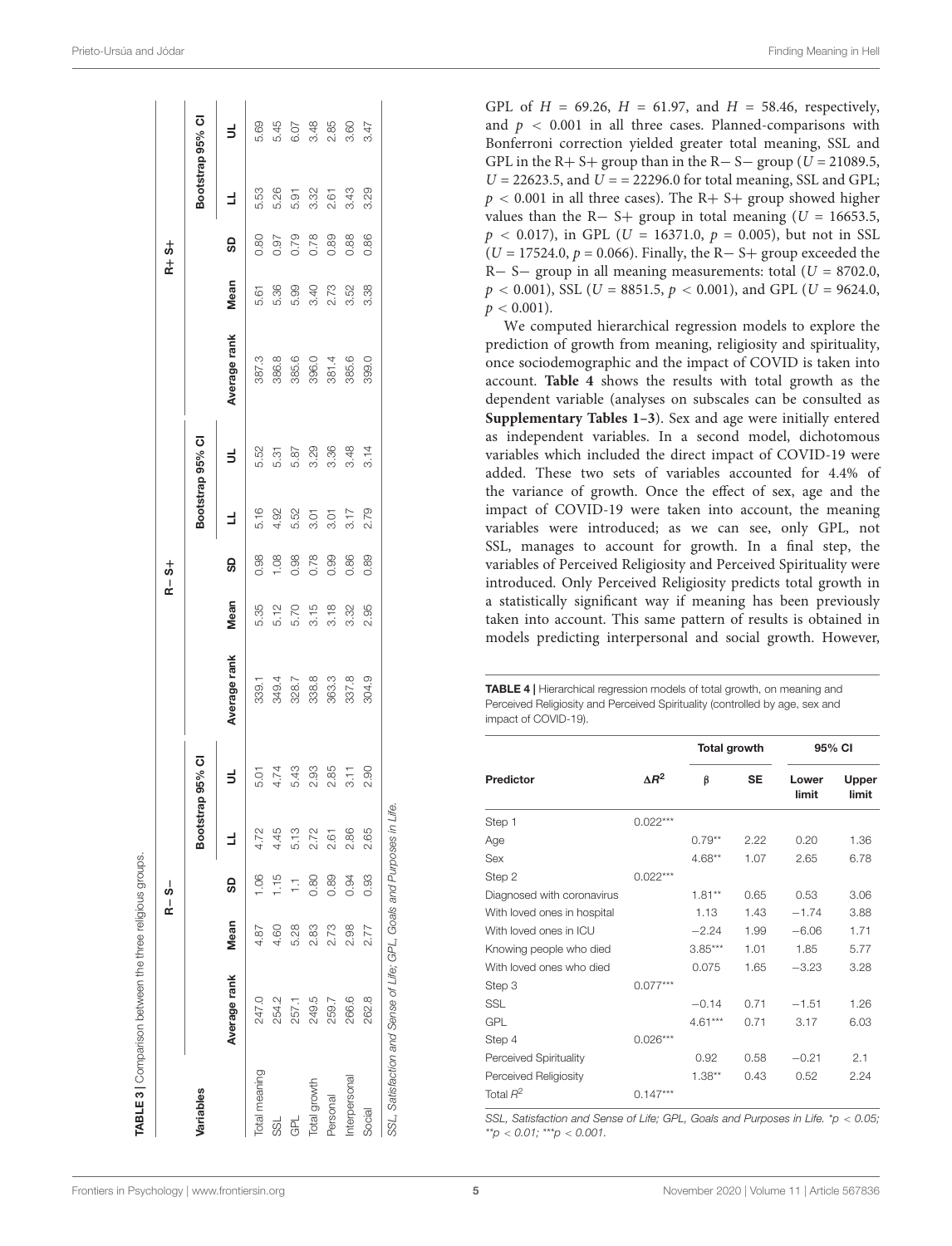**TABLE 3 |** Comparison between the three religious groups.

| Variables | R− S− | | | | | R− S+ | | | | | R+ S+ | | | | |
|---|---|---|---|---|---|---|---|---|---|---|---|---|---|---|---|
| | Average rank | Mean | SD | Bootstrap 95% CI | | Average rank | Mean | SD | Bootstrap 95% CI | | Average rank | Mean | SD | Bootstrap 95% CI | |
| | | | | LL | UL | | | | LL | UL | | | | LL | UL |
| Total meaning | 247.0 | 4.87 | 1.06 | 4.72 | 5.01 | 339.1 | 5.35 | 0.98 | 5.16 | 5.52 | 387.3 | 5.61 | 0.80 | 5.53 | 5.69 |
| SSL | 254.2 | 4.60 | 1.15 | 4.45 | 4.74 | 349.4 | 5.12 | 1.08 | 4.92 | 5.31 | 386.8 | 5.36 | 0.97 | 5.26 | 5.45 |
| GPL | 257.1 | 5.28 | 1.1 | 5.13 | 5.43 | 328.7 | 5.70 | 0.98 | 5.52 | 5.87 | 385.6 | 5.99 | 0.79 | 5.91 | 6.07 |
| Total growth | 249.5 | 2.83 | 0.80 | 2.72 | 2.93 | 338.8 | 3.15 | 0.78 | 3.01 | 3.29 | 396.0 | 3.40 | 0.78 | 3.32 | 3.48 |
| Personal | 259.7 | 2.73 | 0.89 | 2.61 | 2.85 | 363.3 | 3.18 | 0.99 | 3.01 | 3.36 | 381.4 | 2.73 | 0.89 | 2.61 | 2.85 |
| Interpersonal | 266.6 | 2.98 | 0.94 | 2.86 | 3.11 | 337.8 | 3.32 | 0.86 | 3.17 | 3.48 | 385.6 | 3.52 | 0.88 | 3.43 | 3.60 |
| Social | 262.8 | 2.77 | 0.93 | 2.65 | 2.90 | 304.9 | 2.95 | 0.89 | 2.79 | 3.14 | 399.0 | 3.38 | 0.86 | 3.29 | 3.47 |

*SSL, Satisfaction and Sense of Life; GPL, Goals and Purposes in Life.*

GPL of $H$ = 69.26, $H$ = 61.97, and $H$ = 58.46, respectively, and $p$ < 0.001 in all three cases. Planned-comparisons with Bonferroni correction yielded greater total meaning, SSL and GPL in the R+ S+ group than in the R− S− group ($U$ = 21089.5, $U$ = 22623.5, and $U$ = = 22296.0 for total meaning, SSL and GPL; $p$ < 0.001 in all three cases). The R+ S+ group showed higher values than the R− S+ group in total meaning ($U$ = 16653.5, $p$ < 0.017), in GPL ($U$ = 16371.0, $p$ = 0.005), but not in SSL ($U$ = 17524.0, $p$ = 0.066). Finally, the R− S+ group exceeded the R− S− group in all meaning measurements: total ($U$ = 8702.0, $p$ < 0.001), SSL ($U$ = 8851.5, $p$ < 0.001), and GPL ($U$ = 9624.0, $p$ < 0.001).

We computed hierarchical regression models to explore the prediction of growth from meaning, religiosity and spirituality, once sociodemographic and the impact of COVID is taken into account. **Table 4** shows the results with total growth as the dependent variable (analyses on subscales can be consulted as **Supplementary Tables 1–3**). Sex and age were initially entered as independent variables. In a second model, dichotomous variables which included the direct impact of COVID-19 were added. These two sets of variables accounted for 4.4% of the variance of growth. Once the effect of sex, age and the impact of COVID-19 were taken into account, the meaning variables were introduced; as we can see, only GPL, not SSL, manages to account for growth. In a final step, the variables of Perceived Religiosity and Perceived Spirituality were introduced. Only Perceived Religiosity predicts total growth in a statistically significant way if meaning has been previously taken into account. This same pattern of results is obtained in models predicting interpersonal and social growth. However,

**TABLE 4 |** Hierarchical regression models of total growth, on meaning and Perceived Religiosity and Perceived Spirituality (controlled by age, sex and impact of COVID-19).

| Predictor | $\Delta R^2$ | Total growth | | 95% CI | |
|---|---|---|---|---|---|
| | | β | SE | Lower limit | Upper limit |
| Step 1 | 0.022*** | | | | |
| Age | | 0.79** | 2.22 | 0.20 | 1.36 |
| Sex | | 4.68** | 1.07 | 2.65 | 6.78 |
| Step 2 | 0.022*** | | | | |
| Diagnosed with coronavirus | | 1.81** | 0.65 | 0.53 | 3.06 |
| With loved ones in hospital | | 1.13 | 1.43 | −1.74 | 3.88 |
| With loved ones in ICU | | −2.24 | 1.99 | −6.06 | 1.71 |
| Knowing people who died | | 3.85*** | 1.01 | 1.85 | 5.77 |
| With loved ones who died | | 0.075 | 1.65 | −3.23 | 3.28 |
| Step 3 | 0.077*** | | | | |
| SSL | | −0.14 | 0.71 | −1.51 | 1.26 |
| GPL | | 4.61*** | 0.71 | 3.17 | 6.03 |
| Step 4 | 0.026*** | | | | |
| Perceived Spirituality | | 0.92 | 0.58 | −0.21 | 2.1 |
| Perceived Religiosity | | 1.38** | 0.43 | 0.52 | 2.24 |
| Total $R^2$ | 0.147*** | | | | |

*SSL, Satisfaction and Sense of Life; GPL, Goals and Purposes in Life.* *$p$ < 0.05; **$p$ < 0.01; ***$p$ < 0.001.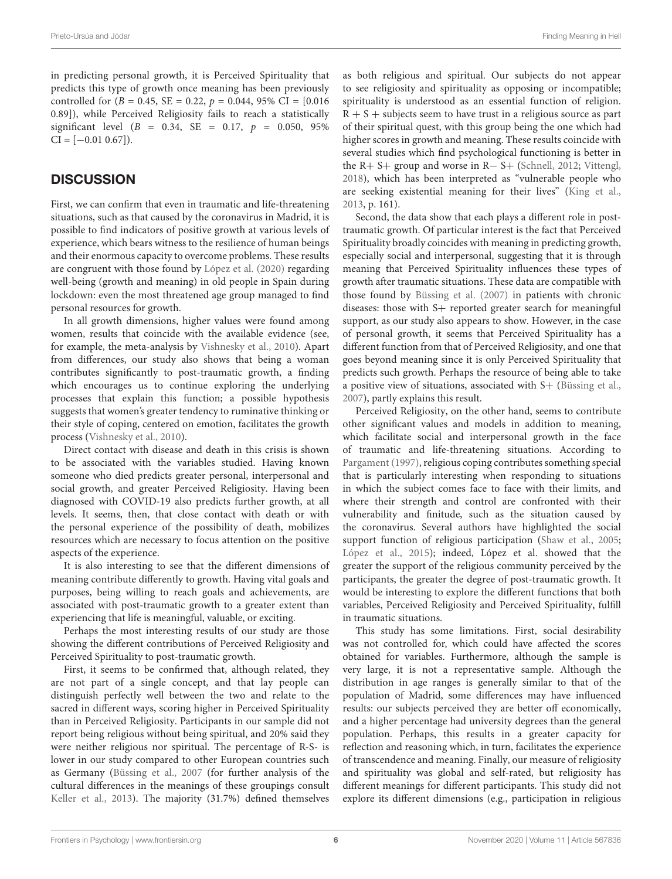in predicting personal growth, it is Perceived Spirituality that predicts this type of growth once meaning has been previously controlled for ($B = 0.45$, $SE = 0.22$, $p = 0.044$, 95% CI = [0.016 0.89]), while Perceived Religiosity fails to reach a statistically significant level ($B = 0.34$, $SE = 0.17$, $p = 0.050$, 95% CI = [−0.01 0.67]).

## DISCUSSION

First, we can confirm that even in traumatic and life-threatening situations, such as that caused by the coronavirus in Madrid, it is possible to find indicators of positive growth at various levels of experience, which bears witness to the resilience of human beings and their enormous capacity to overcome problems. These results are congruent with those found by López et al. (2020) regarding well-being (growth and meaning) in old people in Spain during lockdown: even the most threatened age group managed to find personal resources for growth.

In all growth dimensions, higher values were found among women, results that coincide with the available evidence (see, for example, the meta-analysis by Vishnesky et al., 2010). Apart from differences, our study also shows that being a woman contributes significantly to post-traumatic growth, a finding which encourages us to continue exploring the underlying processes that explain this function; a possible hypothesis suggests that women's greater tendency to ruminative thinking or their style of coping, centered on emotion, facilitates the growth process (Vishnesky et al., 2010).

Direct contact with disease and death in this crisis is shown to be associated with the variables studied. Having known someone who died predicts greater personal, interpersonal and social growth, and greater Perceived Religiosity. Having been diagnosed with COVID-19 also predicts further growth, at all levels. It seems, then, that close contact with death or with the personal experience of the possibility of death, mobilizes resources which are necessary to focus attention on the positive aspects of the experience.

It is also interesting to see that the different dimensions of meaning contribute differently to growth. Having vital goals and purposes, being willing to reach goals and achievements, are associated with post-traumatic growth to a greater extent than experiencing that life is meaningful, valuable, or exciting.

Perhaps the most interesting results of our study are those showing the different contributions of Perceived Religiosity and Perceived Spirituality to post-traumatic growth.

First, it seems to be confirmed that, although related, they are not part of a single concept, and that lay people can distinguish perfectly well between the two and relate to the sacred in different ways, scoring higher in Perceived Spirituality than in Perceived Religiosity. Participants in our sample did not report being religious without being spiritual, and 20% said they were neither religious nor spiritual. The percentage of R-S- is lower in our study compared to other European countries such as Germany (Büssing et al., 2007 (for further analysis of the cultural differences in the meanings of these groupings consult Keller et al., 2013). The majority (31.7%) defined themselves as both religious and spiritual. Our subjects do not appear to see religiosity and spirituality as opposing or incompatible; spirituality is understood as an essential function of religion. R + S + subjects seem to have trust in a religious source as part of their spiritual quest, with this group being the one which had higher scores in growth and meaning. These results coincide with several studies which find psychological functioning is better in the R+ S+ group and worse in R− S+ (Schnell, 2012; Vittengl, 2018), which has been interpreted as "vulnerable people who are seeking existential meaning for their lives" (King et al., 2013, p. 161).

Second, the data show that each plays a different role in post-traumatic growth. Of particular interest is the fact that Perceived Spirituality broadly coincides with meaning in predicting growth, especially social and interpersonal, suggesting that it is through meaning that Perceived Spirituality influences these types of growth after traumatic situations. These data are compatible with those found by Büssing et al. (2007) in patients with chronic diseases: those with S+ reported greater search for meaningful support, as our study also appears to show. However, in the case of personal growth, it seems that Perceived Spirituality has a different function from that of Perceived Religiosity, and one that goes beyond meaning since it is only Perceived Spirituality that predicts such growth. Perhaps the resource of being able to take a positive view of situations, associated with S+ (Büssing et al., 2007), partly explains this result.

Perceived Religiosity, on the other hand, seems to contribute other significant values and models in addition to meaning, which facilitate social and interpersonal growth in the face of traumatic and life-threatening situations. According to Pargament (1997), religious coping contributes something special that is particularly interesting when responding to situations in which the subject comes face to face with their limits, and where their strength and control are confronted with their vulnerability and finitude, such as the situation caused by the coronavirus. Several authors have highlighted the social support function of religious participation (Shaw et al., 2005; López et al., 2015); indeed, López et al. showed that the greater the support of the religious community perceived by the participants, the greater the degree of post-traumatic growth. It would be interesting to explore the different functions that both variables, Perceived Religiosity and Perceived Spirituality, fulfill in traumatic situations.

This study has some limitations. First, social desirability was not controlled for, which could have affected the scores obtained for variables. Furthermore, although the sample is very large, it is not a representative sample. Although the distribution in age ranges is generally similar to that of the population of Madrid, some differences may have influenced results: our subjects perceived they are better off economically, and a higher percentage had university degrees than the general population. Perhaps, this results in a greater capacity for reflection and reasoning which, in turn, facilitates the experience of transcendence and meaning. Finally, our measure of religiosity and spirituality was global and self-rated, but religiosity has different meanings for different participants. This study did not explore its different dimensions (e.g., participation in religious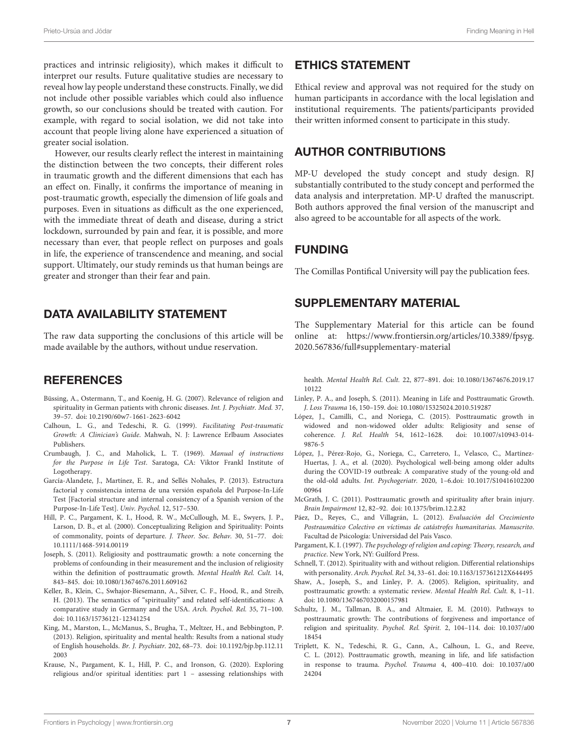practices and intrinsic religiosity), which makes it difficult to interpret our results. Future qualitative studies are necessary to reveal how lay people understand these constructs. Finally, we did not include other possible variables which could also influence growth, so our conclusions should be treated with caution. For example, with regard to social isolation, we did not take into account that people living alone have experienced a situation of greater social isolation.

However, our results clearly reflect the interest in maintaining the distinction between the two concepts, their different roles in traumatic growth and the different dimensions that each has an effect on. Finally, it confirms the importance of meaning in post-traumatic growth, especially the dimension of life goals and purposes. Even in situations as difficult as the one experienced, with the immediate threat of death and disease, during a strict lockdown, surrounded by pain and fear, it is possible, and more necessary than ever, that people reflect on purposes and goals in life, the experience of transcendence and meaning, and social support. Ultimately, our study reminds us that human beings are greater and stronger than their fear and pain.

## DATA AVAILABILITY STATEMENT

The raw data supporting the conclusions of this article will be made available by the authors, without undue reservation.

## ETHICS STATEMENT

Ethical review and approval was not required for the study on human participants in accordance with the local legislation and institutional requirements. The patients/participants provided their written informed consent to participate in this study.

## AUTHOR CONTRIBUTIONS

MP-U developed the study concept and study design. RJ substantially contributed to the study concept and performed the data analysis and interpretation. MP-U drafted the manuscript. Both authors approved the final version of the manuscript and also agreed to be accountable for all aspects of the work.

## FUNDING

The Comillas Pontifical University will pay the publication fees.

## SUPPLEMENTARY MATERIAL

The Supplementary Material for this article can be found online at: https://www.frontiersin.org/articles/10.3389/fpsyg.2020.567836/full#supplementary-material

## REFERENCES

Büssing, A., Ostermann, T., and Koenig, H. G. (2007). Relevance of religion and spirituality in German patients with chronic diseases. *Int. J. Psychiatr. Med.* 37, 39–57. doi: 10.2190/60w7-1661-2623-6042

Calhoun, L. G., and Tedeschi, R. G. (1999). *Facilitating Post-traumatic Growth: A Clinician's Guide*. Mahwah, N. J: Lawrence Erlbaum Associates Publishers.

Crumbaugh, J. C., and Maholick, L. T. (1969). *Manual of instructions for the Purpose in Life Test*. Saratoga, CA: Viktor Frankl Institute of Logotherapy.

García-Alandete, J., Martínez, E. R., and Sellés Nohales, P. (2013). Estructura factorial y consistencia interna de una versión española del Purpose-In-Life Test [Factorial structure and internal consistency of a Spanish version of the Purpose-In-Life Test]. *Univ. Psychol.* 12, 517–530.

Hill, P. C., Pargament, K. I., Hood, R. W., McCullough, M. E., Swyers, J. P., Larson, D. B., et al. (2000). Conceptualizing Religion and Spirituality: Points of commonality, points of departure. *J. Theor. Soc. Behav.* 30, 51–77. doi: 10.1111/1468-5914.00119

Joseph, S. (2011). Religiosity and posttraumatic growth: a note concerning the problems of confounding in their measurement and the inclusion of religiosity within the definition of posttraumatic growth. *Mental Health Rel. Cult.* 14, 843–845. doi: 10.1080/13674676.2011.609162

Keller, B., Klein, C., Swhajor-Biesemann, A., Silver, C. F., Hood, R., and Streib, H. (2013). The semantics of "spirituality" and related self-identifications: A comparative study in Germany and the USA. *Arch. Psychol. Rel.* 35, 71–100. doi: 10.1163/15736121-12341254

King, M., Marston, L., McManus, S., Brugha, T., Meltzer, H., and Bebbington, P. (2013). Religion, spirituality and mental health: Results from a national study of English households. *Br. J. Psychiatr.* 202, 68–73. doi: 10.1192/bjp.bp.112.112003

Krause, N., Pargament, K. I., Hill, P. C., and Ironson, G. (2020). Exploring religious and/or spiritual identities: part 1 – assessing relationships with health. *Mental Health Rel. Cult.* 22, 877–891. doi: 10.1080/13674676.2019.1710122

Linley, P. A., and Joseph, S. (2011). Meaning in Life and Posttraumatic Growth. *J. Loss Trauma* 16, 150–159. doi: 10.1080/15325024.2010.519287

López, J., Camilli, C., and Noriega, C. (2015). Posttraumatic growth in widowed and non-widowed older adults: Religiosity and sense of coherence. *J. Rel. Health* 54, 1612–1628. doi: 10.1007/s10943-014-9876-5

López, J., Pérez-Rojo, G., Noriega, C., Carretero, I., Velasco, C., Martínez-Huertas, J. A., et al. (2020). Psychological well-being among older adults during the COVID-19 outbreak: A comparative study of the young-old and the old-old adults. *Int. Psychogeriatr.* 2020, 1–6.doi: 10.1017/S1041610220000964

McGrath, J. C. (2011). Posttraumatic growth and spirituality after brain injury. *Brain Impairment* 12, 82–92. doi: 10.1375/brim.12.2.82

Páez, D., Reyes, C., and Villagrán, L. (2012). *Evaluación del Crecimiento Postraumático Colectivo en víctimas de catástrofes humanitarias. Manuscrito*. Facultad de Psicología: Universidad del País Vasco.

Pargament, K. I. (1997). *The psychology of religion and coping: Theory, research, and practice*. New York, NY: Guilford Press.

Schnell, T. (2012). Spirituality with and without religion. Differential relationships with personality. *Arch. Psychol. Rel.* 34, 33–61. doi: 10.1163/157361212X644495

Shaw, A., Joseph, S., and Linley, P. A. (2005). Religion, spirituality, and posttraumatic growth: a systematic review. *Mental Health Rel. Cult.* 8, 1–11. doi: 10.1080/1367467032000157981

Schultz, J. M., Tallman, B. A., and Altmaier, E. M. (2010). Pathways to posttraumatic growth: The contributions of forgiveness and importance of religion and spirituality. *Psychol. Rel. Spirit.* 2, 104–114. doi: 10.1037/a0018454

Triplett, K. N., Tedeschi, R. G., Cann, A., Calhoun, L. G., and Reeve, C. L. (2012). Posttraumatic growth, meaning in life, and life satisfaction in response to trauma. *Psychol. Trauma* 4, 400–410. doi: 10.1037/a0024204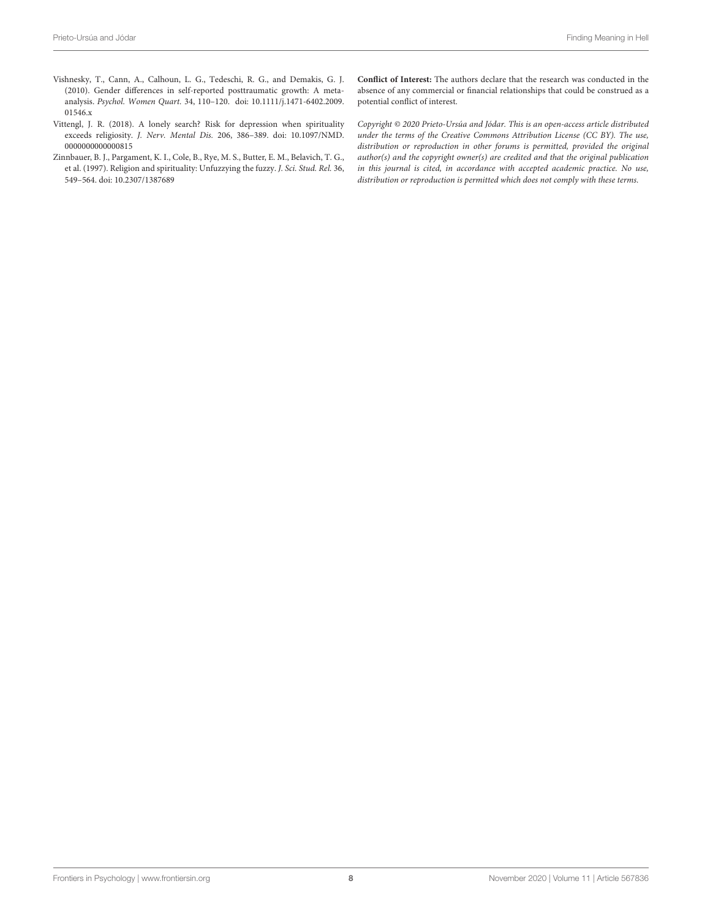Vishnesky, T., Cann, A., Calhoun, L. G., Tedeschi, R. G., and Demakis, G. J. (2010). Gender differences in self-reported posttraumatic growth: A meta-analysis. *Psychol. Women Quart.* 34, 110–120. doi: 10.1111/j.1471-6402.2009.01546.x

Vittengl, J. R. (2018). A lonely search? Risk for depression when spirituality exceeds religiosity. *J. Nerv. Mental Dis.* 206, 386–389. doi: 10.1097/NMD.0000000000000815

Zinnbauer, B. J., Pargament, K. I., Cole, B., Rye, M. S., Butter, E. M., Belavich, T. G., et al. (1997). Religion and spirituality: Unfuzzying the fuzzy. *J. Sci. Stud. Rel.* 36, 549–564. doi: 10.2307/1387689

**Conflict of Interest:** The authors declare that the research was conducted in the absence of any commercial or financial relationships that could be construed as a potential conflict of interest.

*Copyright © 2020 Prieto-Ursúa and Jódar. This is an open-access article distributed under the terms of the Creative Commons Attribution License (CC BY). The use, distribution or reproduction in other forums is permitted, provided the original author(s) and the copyright owner(s) are credited and that the original publication in this journal is cited, in accordance with accepted academic practice. No use, distribution or reproduction is permitted which does not comply with these terms.*